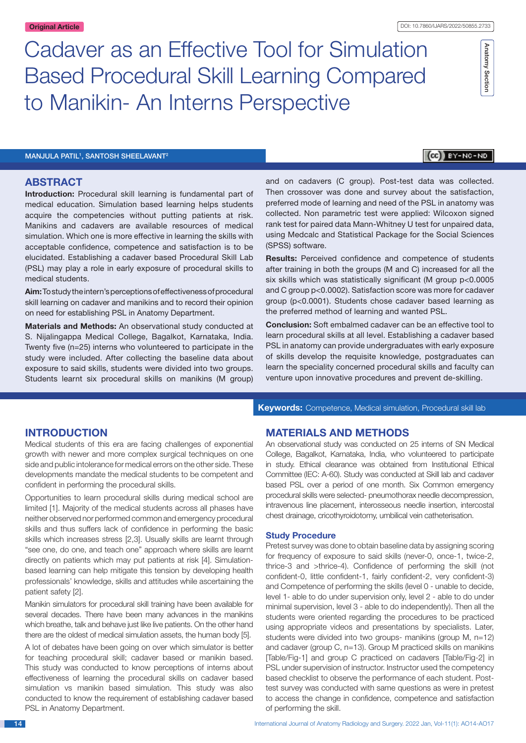Original Article

DOI: 10.7860/IJARS/2022/50855.2733

Anatomy Section

# Cadaver as an Effective Tool for Simulation Based Procedural Skill Learning Compared to Manikin- An Interns Perspective

MANJULA PATIL[1], SANTOSH SHEELAVANT[2]

## ABSTRACT

**Introduction:** Procedural skill learning is fundamental part of medical education. Simulation based learning helps students acquire the competencies without putting patients at risk. Manikins and cadavers are available resources of medical simulation. Which one is more effective in learning the skills with acceptable confidence, competence and satisfaction is to be elucidated. Establishing a cadaver based Procedural Skill Lab (PSL) may play a role in early exposure of procedural skills to medical students.

**Aim:** To study the intern's perceptions of effectiveness of procedural skill learning on cadaver and manikins and to record their opinion on need for establishing PSL in Anatomy Department.

**Materials and Methods:** An observational study conducted at S. Nijalingappa Medical College, Bagalkot, Karnataka, India. Twenty five (n=25) interns who volunteered to participate in the study were included. After collecting the baseline data about exposure to said skills, students were divided into two groups. Students learnt six procedural skills on manikins (M group) and on cadavers (C group). Post-test data was collected. Then crossover was done and survey about the satisfaction, preferred mode of learning and need of the PSL in anatomy was collected. Non parametric test were applied: Wilcoxon signed rank test for paired data Mann-Whitney U test for unpaired data, using Medcalc and Statistical Package for the Social Sciences (SPSS) software.

**Results:** Perceived confidence and competence of students after training in both the groups (M and C) increased for all the six skills which was statistically significant (M group $p<0.0005$ and C group $p<0.0002$). Satisfaction score was more for cadaver group ($p<0.0001$). Students chose cadaver based learning as the preferred method of learning and wanted PSL.

**Conclusion:** Soft embalmed cadaver can be an effective tool to learn procedural skills at all level. Establishing a cadaver based PSL in anatomy can provide undergraduates with early exposure of skills develop the requisite knowledge, postgraduates can learn the speciality concerned procedural skills and faculty can venture upon innovative procedures and prevent de-skilling.

**Keywords:** Competence, Medical simulation, Procedural skill lab

## INTRODUCTION

Medical students of this era are facing challenges of exponential growth with newer and more complex surgical techniques on one side and public intolerance for medical errors on the other side. These developments mandate the medical students to be competent and confident in performing the procedural skills.

Opportunities to learn procedural skills during medical school are limited [1]. Majority of the medical students across all phases have neither observed nor performed common and emergency procedural skills and thus suffers lack of confidence in performing the basic skills which increases stress [2,3]. Usually skills are learnt through "see one, do one, and teach one" approach where skills are learnt directly on patients which may put patients at risk [4]. Simulation-based learning can help mitigate this tension by developing health professionals' knowledge, skills and attitudes while ascertaining the patient safety [2].

Manikin simulators for procedural skill training have been available for several decades. There have been many advances in the manikins which breathe, talk and behave just like live patients. On the other hand there are the oldest of medical simulation assets, the human body [5].

A lot of debates have been going on over which simulator is better for teaching procedural skill; cadaver based or manikin based. This study was conducted to know perceptions of interns about effectiveness of learning the procedural skills on cadaver based simulation vs manikin based simulation. This study was also conducted to know the requirement of establishing cadaver based PSL in Anatomy Department.

## MATERIALS AND METHODS

An observational study was conducted on 25 interns of SN Medical College, Bagalkot, Karnataka, India, who volunteered to participate in study. Ethical clearance was obtained from Institutional Ethical Committee (IEC: A-60). Study was conducted at Skill lab and cadaver based PSL over a period of one month. Six Common emergency procedural skills were selected- pneumothorax needle decompression, intravenous line placement, interosseous needle insertion, intercostal chest drainage, cricothyroidotomy, umbilical vein catheterisation.

### Study Procedure

Pretest survey was done to obtain baseline data by assigning scoring for frequency of exposure to said skills (never-0, once-1, twice-2, thrice-3 and >thrice-4). Confidence of performing the skill (not confident-0, little confident-1, fairly confident-2, very confident-3) and Competence of performing the skills (level 0 - unable to decide, level 1- able to do under supervision only, level 2 - able to do under minimal supervision, level 3 - able to do independently). Then all the students were oriented regarding the procedures to be practiced using appropriate videos and presentations by specialists. Later, students were divided into two groups- manikins (group M, n=12) and cadaver (group C, n=13). Group M practiced skills on manikins [Table/Fig-1] and group C practiced on cadavers [Table/Fig-2] in PSL under supervision of instructor. Instructor used the competency based checklist to observe the performance of each student. Post-test survey was conducted with same questions as were in pretest to access the change in confidence, competence and satisfaction of performing the skill.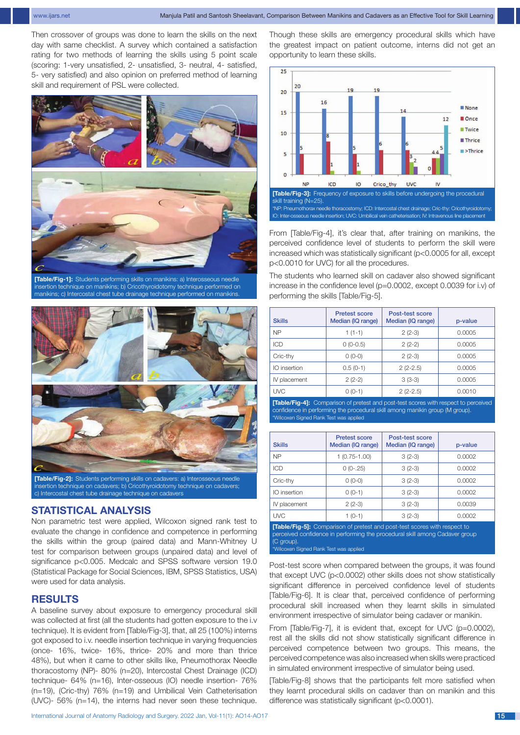Then crossover of groups was done to learn the skills on the next day with same checklist. A survey which contained a satisfaction rating for two methods of learning the skills using 5 point scale (scoring: 1-very unsatisfied, 2- unsatisfied, 3- neutral, 4- satisfied, 5- very satisfied) and also opinion on preferred method of learning skill and requirement of PSL were collected.

[Table/Fig-1]: Students performing skills on manikins: a) Interosseous needle insertion technique on manikins; b) Cricothyroidotomy technique performed on manikins; c) Intercostal chest tube drainage technique performed on manikins.

[Table/Fig-2]: Students performing skills on cadavers: a) Interosseous needle insertion technique on cadavers; b) Cricothyroidotomy technique on cadavers; c) Intercostal chest tube drainage technique on cadavers

## STATISTICAL ANALYSIS

Non parametric test were applied, Wilcoxon signed rank test to evaluate the change in confidence and competence in performing the skills within the group (paired data) and Mann-Whitney U test for comparison between groups (unpaired data) and level of significance p<0.005. Medcalc and SPSS software version 19.0 (Statistical Package for Social Sciences, IBM, SPSS Statistics, USA) were used for data analysis.

## RESULTS

A baseline survey about exposure to emergency procedural skill was collected at first (all the students had gotten exposure to the i.v technique). It is evident from [Table/Fig-3], that, all 25 (100%) interns got exposed to i.v. needle insertion technique in varying frequencies (once- 16%, twice- 16%, thrice- 20% and more than thrice 48%), but when it came to other skills like, Pneumothorax Needle thoracostomy (NP)- 80% (n=20), Intercostal Chest Drainage (ICD) technique- 64% (n=16), Inter-osseous (IO) needle insertion- 76% (n=19), (Cric-thy) 76% (n=19) and Umbilical Vein Catheterisation (UVC)- 56% (n=14), the interns had never seen these technique. Though these skills are emergency procedural skills which have the greatest impact on patient outcome, interns did not get an opportunity to learn these skills.

[Table/Fig-3]: Frequency of exposure to skills before undergoing the procedural skill training (N=25).
*NP: Pneumothorax needle thoracostomy; ICD: Intercostal chest drainage; Cric-thy: Cricothyroidotomy; IO: Inter-osseous needle insertion; UVC: Umbilical vein catheterisation; IV: Intravenous line placement

From [Table/Fig-4], it's clear that, after training on manikins, the perceived confidence level of students to perform the skill were increased which was statistically significant (p<0.0005 for all, except p<0.0010 for UVC) for all the procedures.

The students who learned skill on cadaver also showed significant increase in the confidence level (p=0.0002, except 0.0039 for i.v) of performing the skills [Table/Fig-5].

| Skills | Pretest score Median (IQ range) | Post-test score Median (IQ range) | p-value |
|---|---|---|---|
| NP | 1 (1-1) | 2 (2-3) | 0.0005 |
| ICD | 0 (0-0.5) | 2 (2-2) | 0.0005 |
| Cric-thy | 0 (0-0) | 2 (2-3) | 0.0005 |
| IO insertion | 0.5 (0-1) | 2 (2-2.5) | 0.0005 |
| IV placement | 2 (2-2) | 3 (3-3) | 0.0005 |
| UVC | 0 (0-1) | 2 (2-2.5) | 0.0010 |

[Table/Fig-4]: Comparison of pretest and post-test scores with respect to perceived confidence in performing the procedural skill among manikin group (M group).
*Wilcoxen Signed Rank Test was applied

| Skills | Pretest score Median (IQ range) | Post-test score Median (IQ range) | p-value |
|---|---|---|---|
| NP | 1 (0.75-1.00) | 3 (2-3) | 0.0002 |
| ICD | 0 (0-.25) | 3 (2-3) | 0.0002 |
| Cric-thy | 0 (0-0) | 3 (2-3) | 0.0002 |
| IO insertion | 0 (0-1) | 3 (2-3) | 0.0002 |
| IV placement | 2 (2-3) | 3 (2-3) | 0.0039 |
| UVC | 1 (0-1) | 3 (2-3) | 0.0002 |

[Table/Fig-5]: Comparison of pretest and post-test scores with respect to perceived confidence in performing the procedural skill among Cadaver group (C group).
*Wilcoxen Signed Rank Test was applied

Post-test score when compared between the groups, it was found that except UVC (p<0.0002) other skills does not show statistically significant difference in perceived confidence level of students [Table/Fig-6]. It is clear that, perceived confidence of performing procedural skill increased when they learnt skills in simulated environment irrespective of simulator being cadaver or manikin.

From [Table/Fig-7], it is evident that, except for UVC (p=0.0002), rest all the skills did not show statistically significant difference in perceived competence between two groups. This means, the perceived competence was also increased when skills were practiced in simulated environment irrespective of simulator being used.

[Table/Fig-8] shows that the participants felt more satisfied when they learnt procedural skills on cadaver than on manikin and this difference was statistically significant (p<0.0001).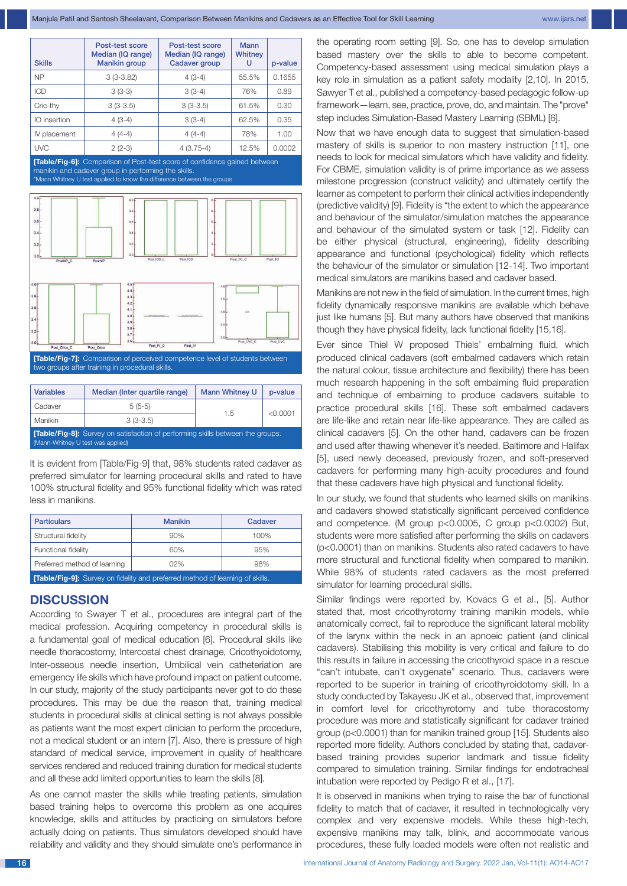| Skills | Post-test score Median (IQ range) Manikin group | Post-test score Median (IQ range) Cadaver group | Mann Whitney U | p-value |
|---|---|---|---|---|
| NP | 3 (3-3.82) | 4 (3-4) | 55.5% | 0.1655 |
| ICD | 3 (3-3) | 3 (3-4) | 76% | 0.89 |
| Cric-thy | 3 (3-3.5) | 3 (3-3.5) | 61.5% | 0.30 |
| IO insertion | 4 (3-4) | 3 (3-4) | 62.5% | 0.35 |
| IV placement | 4 (4-4) | 4 (4-4) | 78% | 1.00 |
| UVC | 2 (2-3) | 4 (3.75-4) | 12.5% | 0.0002 |

**[Table/Fig-6]:** Comparison of Post-test score of confidence gained between manikin and cadaver group in performing the skills.
*Mann Whitney U test applied to know the difference between the groups

**[Table/Fig-7]:** Comparison of perceived competence level of students between two groups after training in procedural skills.

| Variables | Median (Inter quartile range) | Mann Whitney U | p-value |
|---|---|---|---|
| Cadaver | 5 (5-5) | 1.5 | <0.0001 |
| Manikin | 3 (3-3.5) | | |

**[Table/Fig-8]:** Survey on satisfaction of performing skills between the groups.
(Mann-Whitney U test was applied)

It is evident from [Table/Fig-9] that, 98% students rated cadaver as preferred simulator for learning procedural skills and rated to have 100% structural fidelity and 95% functional fidelity which was rated less in manikins.

| Particulars | Manikin | Cadaver |
|---|---|---|
| Structural fidelity | 90% | 100% |
| Functional fidelity | 60% | 95% |
| Preferred method of learning | 02% | 98% |

**[Table/Fig-9]:** Survey on fidelity and preferred method of learning of skills.

## DISCUSSION

According to Sawyer T et al., procedures are integral part of the medical profession. Acquiring competency in procedural skills is a fundamental goal of medical education [6]. Procedural skills like needle thoracostomy, Intercostal chest drainage, Cricothyoidotomy, Inter-osseous needle insertion, Umbilical vein catheteriation are emergency life skills which have profound impact on patient outcome. In our study, majority of the study participants never got to do these procedures. This may be due the reason that, training medical students in procedural skills at clinical setting is not always possible as patients want the most expert clinician to perform the procedure, not a medical student or an intern [7]. Also, there is pressure of high standard of medical service, improvement in quality of healthcare services rendered and reduced training duration for medical students and all these add limited opportunities to learn the skills [8].

As one cannot master the skills while treating patients, simulation based training helps to overcome this problem as one acquires knowledge, skills and attitudes by practicing on simulators before actually doing on patients. Thus simulators developed should have reliability and validity and they should simulate one's performance in the operating room setting [9]. So, one has to develop simulation based mastery over the skills to become competent. Competency-based assessment using medical simulation plays a key role in simulation as a patient safety modality [2,10]. In 2015, Sawyer T et al., published a competency-based pedagogic follow-up framework—learn, see, practice, prove, do, and maintain. The "prove" step includes Simulation-Based Mastery Learning (SBML) [6].

Now that we have enough data to suggest that simulation-based mastery of skills is superior to non mastery instruction [11], one needs to look for medical simulators which have validity and fidelity. For CBME, simulation validity is of prime importance as we assess milestone progression (construct validity) and ultimately certify the learner as competent to perform their clinical activities independently (predictive validity) [9]. Fidelity is "the extent to which the appearance and behaviour of the simulator/simulation matches the appearance and behaviour of the simulated system or task [12]. Fidelity can be either physical (structural, engineering), fidelity describing appearance and functional (psychological) fidelity which reflects the behaviour of the simulator or simulation [12-14]. Two important medical simulators are manikins based and cadaver based.

Manikins are not new in the field of simulation. In the current times, high fidelity dynamically responsive manikins are available which behave just like humans [5]. But many authors have observed that manikins though they have physical fidelity, lack functional fidelity [15,16].

Ever since Thiel W proposed Thiels' embalming fluid, which produced clinical cadavers (soft embalmed cadavers which retain the natural colour, tissue architecture and flexibility) there has been much research happening in the soft embalming fluid preparation and technique of embalming to produce cadavers suitable to practice procedural skills [16]. These soft embalmed cadavers are life-like and retain near life-like appearance. They are called as clinical cadavers [5]. On the other hand, cadavers can be frozen and used after thawing whenever it's needed. Baltimore and Halifax [5], used newly deceased, previously frozen, and soft-preserved cadavers for performing many high-acuity procedures and found that these cadavers have high physical and functional fidelity.

In our study, we found that students who learned skills on manikins and cadavers showed statistically significant perceived confidence and competence. (M group p<0.0005, C group p<0.0002) But, students were more satisfied after performing the skills on cadavers (p<0.0001) than on manikins. Students also rated cadavers to have more structural and functional fidelity when compared to manikin. While 98% of students rated cadavers as the most preferred simulator for learning procedural skills.

Similar findings were reported by, Kovacs G et al., [5]. Author stated that, most cricothyrotomy training manikin models, while anatomically correct, fail to reproduce the significant lateral mobility of the larynx within the neck in an apnoeic patient (and clinical cadavers). Stabilising this mobility is very critical and failure to do this results in failure in accessing the cricothyroid space in a rescue "can't intubate, can't oxygenate" scenario. Thus, cadavers were reported to be superior in training of cricothyroidotomy skill. In a study conducted by Takayesu JK et al., observed that, improvement in comfort level for cricothyrotomy and tube thoracostomy procedure was more and statistically significant for cadaver trained group (p<0.0001) than for manikin trained group [15]. Students also reported more fidelity. Authors concluded by stating that, cadaver-based training provides superior landmark and tissue fidelity compared to simulation training. Similar findings for endotracheal intubation were reported by Pedigo R et al., [17].

It is observed in manikins when trying to raise the bar of functional fidelity to match that of cadaver, it resulted in technologically very complex and very expensive models. While these high-tech, expensive manikins may talk, blink, and accommodate various procedures, these fully loaded models were often not realistic and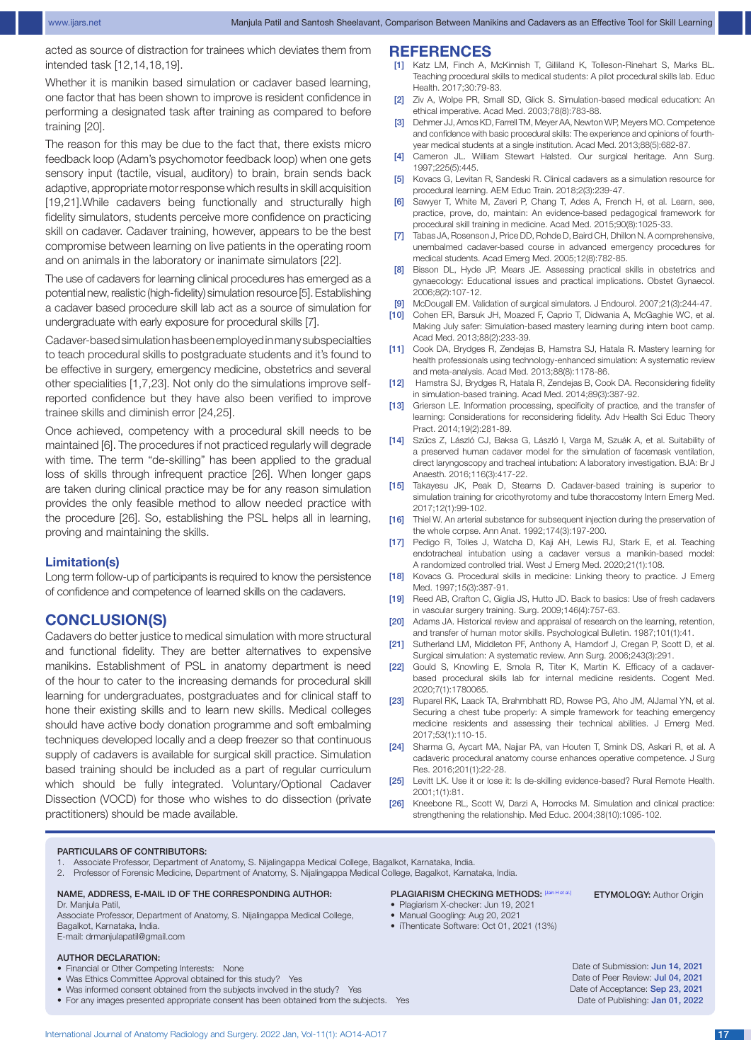acted as source of distraction for trainees which deviates them from intended task [12,14,18,19].

Whether it is manikin based simulation or cadaver based learning, one factor that has been shown to improve is resident confidence in performing a designated task after training as compared to before training [20].

The reason for this may be due to the fact that, there exists micro feedback loop (Adam's psychomotor feedback loop) when one gets sensory input (tactile, visual, auditory) to brain, brain sends back adaptive, appropriate motor response which results in skill acquisition [19,21].While cadavers being functionally and structurally high fidelity simulators, students perceive more confidence on practicing skill on cadaver. Cadaver training, however, appears to be the best compromise between learning on live patients in the operating room and on animals in the laboratory or inanimate simulators [22].

The use of cadavers for learning clinical procedures has emerged as a potential new, realistic (high-fidelity) simulation resource [5]. Establishing a cadaver based procedure skill lab act as a source of simulation for undergraduate with early exposure for procedural skills [7].

Cadaver-based simulation has been employed in many subspecialties to teach procedural skills to postgraduate students and it's found to be effective in surgery, emergency medicine, obstetrics and several other specialities [1,7,23]. Not only do the simulations improve self-reported confidence but they have also been verified to improve trainee skills and diminish error [24,25].

Once achieved, competency with a procedural skill needs to be maintained [6]. The procedures if not practiced regularly will degrade with time. The term "de-skilling" has been applied to the gradual loss of skills through infrequent practice [26]. When longer gaps are taken during clinical practice may be for any reason simulation provides the only feasible method to allow needed practice with the procedure [26]. So, establishing the PSL helps all in learning, proving and maintaining the skills.

### Limitation(s)

Long term follow-up of participants is required to know the persistence of confidence and competence of learned skills on the cadavers.

## CONCLUSION(S)

Cadavers do better justice to medical simulation with more structural and functional fidelity. They are better alternatives to expensive manikins. Establishment of PSL in anatomy department is need of the hour to cater to the increasing demands for procedural skill learning for undergraduates, postgraduates and for clinical staff to hone their existing skills and to learn new skills. Medical colleges should have active body donation programme and soft embalming techniques developed locally and a deep freezer so that continuous supply of cadavers is available for surgical skill practice. Simulation based training should be included as a part of regular curriculum which should be fully integrated. Voluntary/Optional Cadaver Dissection (VOCD) for those who wishes to do dissection (private practitioners) should be made available.

## REFERENCES

[1] Katz LM, Finch A, McKinnish T, Gilliland K, Tolleson-Rinehart S, Marks BL. Teaching procedural skills to medical students: A pilot procedural skills lab. Educ Health. 2017;30:79-83.

[2] Ziv A, Wolpe PR, Small SD, Glick S. Simulation-based medical education: An ethical imperative. Acad Med. 2003;78(8):783-88.

[3] Dehmer JJ, Amos KD, Farrell TM, Meyer AA, Newton WP, Meyers MO. Competence and confidence with basic procedural skills: The experience and opinions of fourth-year medical students at a single institution. Acad Med. 2013;88(5):682-87.

[4] Cameron JL. William Stewart Halsted. Our surgical heritage. Ann Surg. 1997;225(5):445.

[5] Kovacs G, Levitan R, Sandeski R. Clinical cadavers as a simulation resource for procedural learning. AEM Educ Train. 2018;2(3):239-47.

[6] Sawyer T, White M, Zaveri P, Chang T, Ades A, French H, et al. Learn, see, practice, prove, do, maintain: An evidence-based pedagogical framework for procedural skill training in medicine. Acad Med. 2015;90(8):1025-33.

[7] Tabas JA, Rosenson J, Price DD, Rohde D, Baird CH, Dhillon N. A comprehensive, unembalmed cadaver-based course in advanced emergency procedures for medical students. Acad Emerg Med. 2005;12(8):782-85.

[8] Bisson DL, Hyde JP, Mears JE. Assessing practical skills in obstetrics and gynaecology: Educational issues and practical implications. Obstet Gynaecol. 2006;8(2):107-12.

[9] McDougall EM. Validation of surgical simulators. J Endourol. 2007;21(3):244-47.

[10] Cohen ER, Barsuk JH, Moazed F, Caprio T, Didwania A, McGaghie WC, et al. Making July safer: Simulation-based mastery learning during intern boot camp. Acad Med. 2013;88(2):233-39.

[11] Cook DA, Brydges R, Zendejas B, Hamstra SJ, Hatala R. Mastery learning for health professionals using technology-enhanced simulation: A systematic review and meta-analysis. Acad Med. 2013;88(8):1178-86.

[12] Hamstra SJ, Brydges R, Hatala R, Zendejas B, Cook DA. Reconsidering fidelity in simulation-based training. Acad Med. 2014;89(3):387-92.

[13] Grierson LE. Information processing, specificity of practice, and the transfer of learning: Considerations for reconsidering fidelity. Adv Health Sci Educ Theory Pract. 2014;19(2):281-89.

[14] Szűcs Z, László CJ, Baksa G, László I, Varga M, Szuák A, et al. Suitability of a preserved human cadaver model for the simulation of facemask ventilation, direct laryngoscopy and tracheal intubation: A laboratory investigation. BJA: Br J Anaesth. 2016;116(3):417-22.

[15] Takayesu JK, Peak D, Stearns D. Cadaver-based training is superior to simulation training for cricothyrotomy and tube thoracostomy Intern Emerg Med. 2017;12(1):99-102.

[16] Thiel W. An arterial substance for subsequent injection during the preservation of the whole corpse. Ann Anat. 1992;174(3):197-200.

[17] Pedigo R, Tolles J, Watcha D, Kaji AH, Lewis RJ, Stark E, et al. Teaching endotracheal intubation using a cadaver versus a manikin-based model: A randomized controlled trial. West J Emerg Med. 2020;21(1):108.

[18] Kovacs G. Procedural skills in medicine: Linking theory to practice. J Emerg Med. 1997;15(3):387-91.

[19] Reed AB, Crafton C, Giglia JS, Hutto JD. Back to basics: Use of fresh cadavers in vascular surgery training. Surg. 2009;146(4):757-63.

[20] Adams JA. Historical review and appraisal of research on the learning, retention, and transfer of human motor skills. Psychological Bulletin. 1987;101(1):41.

[21] Sutherland LM, Middleton PF, Anthony A, Hamdorf J, Cregan P, Scott D, et al. Surgical simulation: A systematic review. Ann Surg. 2006;243(3):291.

[22] Gould S, Knowling E, Smola R, Titer K, Martin K. Efficacy of a cadaver-based procedural skills lab for internal medicine residents. Cogent Med. 2020;7(1):1780065.

[23] Ruparel RK, Laack TA, Brahmbhatt RD, Rowse PG, Aho JM, AlJamal YN, et al. Securing a chest tube properly: A simple framework for teaching emergency medicine residents and assessing their technical abilities. J Emerg Med. 2017;53(1):110-15.

[24] Sharma G, Aycart MA, Najjar PA, van Houten T, Smink DS, Askari R, et al. A cadaveric procedural anatomy course enhances operative competence. J Surg Res. 2016;201(1):22-28.

[25] Levitt LK. Use it or lose it: Is de-skilling evidence-based? Rural Remote Health. 2001;1(1):81.

[26] Kneebone RL, Scott W, Darzi A, Horrocks M. Simulation and clinical practice: strengthening the relationship. Med Educ. 2004;38(10):1095-102.

**PARTICULARS OF CONTRIBUTORS:**

1. Associate Professor, Department of Anatomy, S. Nijalingappa Medical College, Bagalkot, Karnataka, India.
2. Professor of Forensic Medicine, Department of Anatomy, S. Nijalingappa Medical College, Bagalkot, Karnataka, India.

**NAME, ADDRESS, E-MAIL ID OF THE CORRESPONDING AUTHOR:**

Dr. Manjula Patil,
Associate Professor, Department of Anatomy, S. Nijalingappa Medical College,
Bagalkot, Karnataka, India.
E-mail: drmanjulapatil@gmail.com

**AUTHOR DECLARATION:**

- Financial or Other Competing Interests: None
- Was Ethics Committee Approval obtained for this study? Yes
- Was informed consent obtained from the subjects involved in the study? Yes
- For any images presented appropriate consent has been obtained from the subjects. Yes

**PLAGIARISM CHECKING METHODS:** [Jain H et al.]

- Plagiarism X-checker: Jun 19, 2021
- Manual Googling: Aug 20, 2021
- iThenticate Software: Oct 01, 2021 (13%)

**ETYMOLOGY:** Author Origin

Date of Submission: **Jun 14, 2021**
Date of Peer Review: **Jul 04, 2021**
Date of Acceptance: **Sep 23, 2021**
Date of Publishing: **Jan 01, 2022**